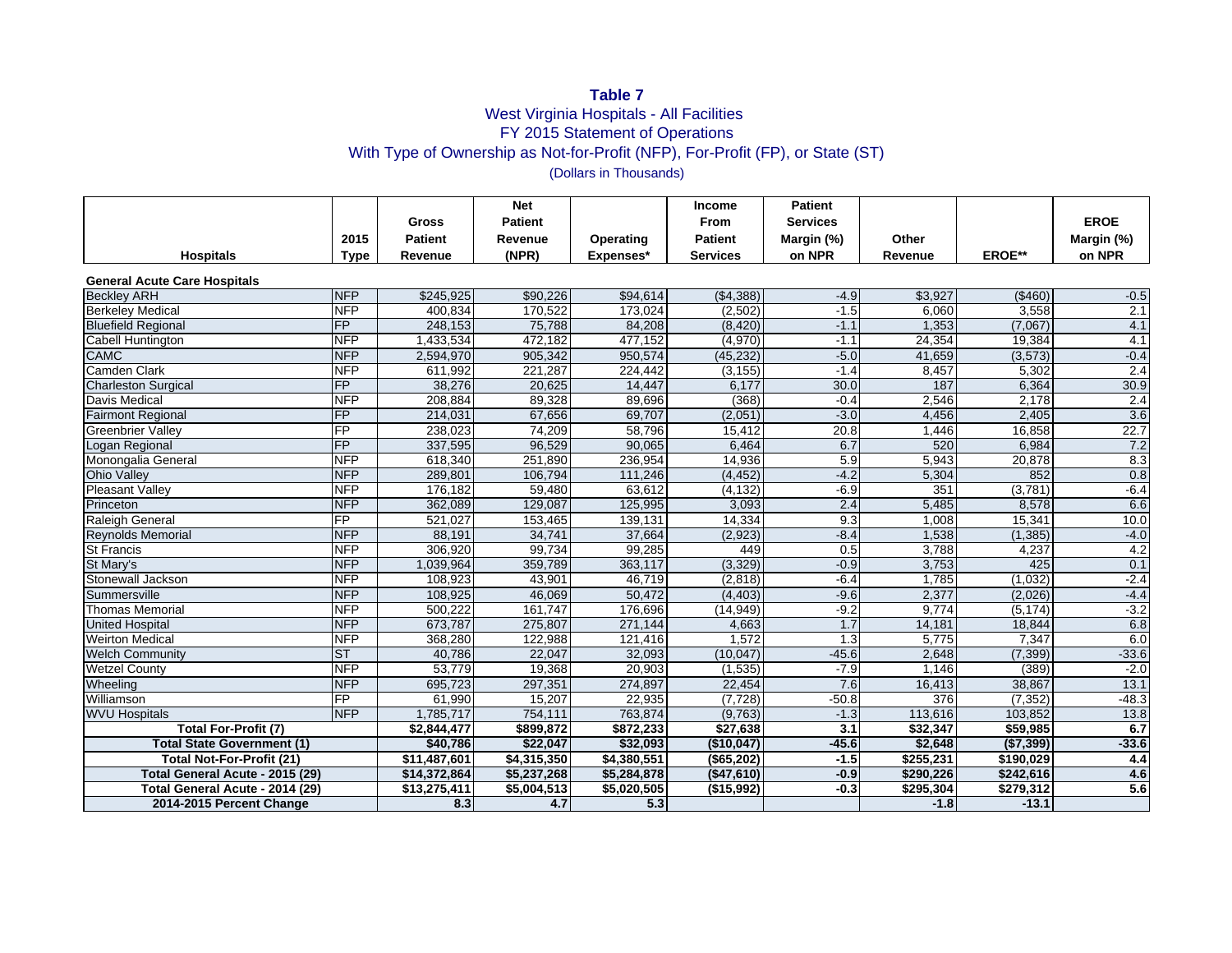# Table 7

## West Virginia Hospitals - All Facilities

## FY 2015 Statement of Operations

## With Type of Ownership as Not-for-Profit (NFP), For-Profit (FP), or State (ST)

(Dollars in Thousands)

| Hospitals | 2015 Type | Gross Patient Revenue | Net Patient Revenue (NPR) | Operating Expenses* | Income From Patient Services | Patient Services Margin (%) on NPR | Other Revenue | EROE** | EROE Margin (%) on NPR |
|---|---|---|---|---|---|---|---|---|---|
| **General Acute Care Hospitals** | | | | | | | | | |
| Beckley ARH | NFP | $245,925 | $90,226 | $94,614 | ($4,388) | -4.9 | $3,927 | ($460) | -0.5 |
| Berkeley Medical | NFP | 400,834 | 170,522 | 173,024 | (2,502) | -1.5 | 6,060 | 3,558 | 2.1 |
| Bluefield Regional | FP | 248,153 | 75,788 | 84,208 | (8,420) | -1.1 | 1,353 | (7,067) | 4.1 |
| Cabell Huntington | NFP | 1,433,534 | 472,182 | 477,152 | (4,970) | -1.1 | 24,354 | 19,384 | 4.1 |
| CAMC | NFP | 2,594,970 | 905,342 | 950,574 | (45,232) | -5.0 | 41,659 | (3,573) | -0.4 |
| Camden Clark | NFP | 611,992 | 221,287 | 224,442 | (3,155) | -1.4 | 8,457 | 5,302 | 2.4 |
| Charleston Surgical | FP | 38,276 | 20,625 | 14,447 | 6,177 | 30.0 | 187 | 6,364 | 30.9 |
| Davis Medical | NFP | 208,884 | 89,328 | 89,696 | (368) | -0.4 | 2,546 | 2,178 | 2.4 |
| Fairmont Regional | FP | 214,031 | 67,656 | 69,707 | (2,051) | -3.0 | 4,456 | 2,405 | 3.6 |
| Greenbrier Valley | FP | 238,023 | 74,209 | 58,796 | 15,412 | 20.8 | 1,446 | 16,858 | 22.7 |
| Logan Regional | FP | 337,595 | 96,529 | 90,065 | 6,464 | 6.7 | 520 | 6,984 | 7.2 |
| Monongalia General | NFP | 618,340 | 251,890 | 236,954 | 14,936 | 5.9 | 5,943 | 20,878 | 8.3 |
| Ohio Valley | NFP | 289,801 | 106,794 | 111,246 | (4,452) | -4.2 | 5,304 | 852 | 0.8 |
| Pleasant Valley | NFP | 176,182 | 59,480 | 63,612 | (4,132) | -6.9 | 351 | (3,781) | -6.4 |
| Princeton | NFP | 362,089 | 129,087 | 125,995 | 3,093 | 2.4 | 5,485 | 8,578 | 6.6 |
| Raleigh General | FP | 521,027 | 153,465 | 139,131 | 14,334 | 9.3 | 1,008 | 15,341 | 10.0 |
| Reynolds Memorial | NFP | 88,191 | 34,741 | 37,664 | (2,923) | -8.4 | 1,538 | (1,385) | -4.0 |
| St Francis | NFP | 306,920 | 99,734 | 99,285 | 449 | 0.5 | 3,788 | 4,237 | 4.2 |
| St Mary's | NFP | 1,039,964 | 359,789 | 363,117 | (3,329) | -0.9 | 3,753 | 425 | 0.1 |
| Stonewall Jackson | NFP | 108,923 | 43,901 | 46,719 | (2,818) | -6.4 | 1,785 | (1,032) | -2.4 |
| Summersville | NFP | 108,925 | 46,069 | 50,472 | (4,403) | -9.6 | 2,377 | (2,026) | -4.4 |
| Thomas Memorial | NFP | 500,222 | 161,747 | 176,696 | (14,949) | -9.2 | 9,774 | (5,174) | -3.2 |
| United Hospital | NFP | 673,787 | 275,807 | 271,144 | 4,663 | 1.7 | 14,181 | 18,844 | 6.8 |
| Weirton Medical | NFP | 368,280 | 122,988 | 121,416 | 1,572 | 1.3 | 5,775 | 7,347 | 6.0 |
| Welch Community | ST | 40,786 | 22,047 | 32,093 | (10,047) | -45.6 | 2,648 | (7,399) | -33.6 |
| Wetzel County | NFP | 53,779 | 19,368 | 20,903 | (1,535) | -7.9 | 1,146 | (389) | -2.0 |
| Wheeling | NFP | 695,723 | 297,351 | 274,897 | 22,454 | 7.6 | 16,413 | 38,867 | 13.1 |
| Williamson | FP | 61,990 | 15,207 | 22,935 | (7,728) | -50.8 | 376 | (7,352) | -48.3 |
| WVU Hospitals | NFP | 1,785,717 | 754,111 | 763,874 | (9,763) | -1.3 | 113,616 | 103,852 | 13.8 |
| **Total For-Profit (7)** | | **$2,844,477** | **$899,872** | **$872,233** | **$27,638** | **3.1** | **$32,347** | **$59,985** | **6.7** |
| **Total State Government (1)** | | **$40,786** | **$22,047** | **$32,093** | **($10,047)** | **-45.6** | **$2,648** | **($7,399)** | **-33.6** |
| **Total Not-For-Profit (21)** | | **$11,487,601** | **$4,315,350** | **$4,380,551** | **($65,202)** | **-1.5** | **$255,231** | **$190,029** | **4.4** |
| **Total General Acute - 2015 (29)** | | **$14,372,864** | **$5,237,268** | **$5,284,878** | **($47,610)** | **-0.9** | **$290,226** | **$242,616** | **4.6** |
| **Total General Acute - 2014 (29)** | | **$13,275,411** | **$5,004,513** | **$5,020,505** | **($15,992)** | **-0.3** | **$295,304** | **$279,312** | **5.6** |
| **2014-2015 Percent Change** | | **8.3** | **4.7** | **5.3** | | | **-1.8** | **-13.1** | |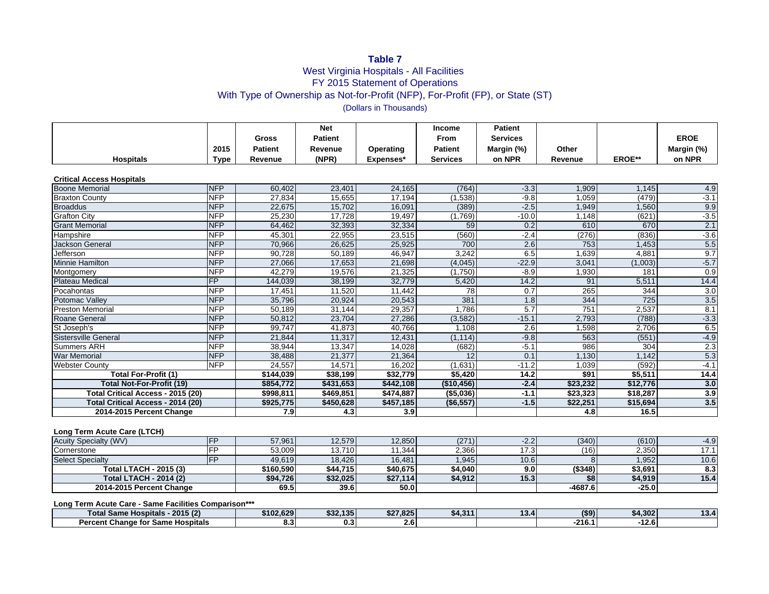# Table 7

## West Virginia Hospitals - All Facilities
## FY 2015 Statement of Operations
## With Type of Ownership as Not-for-Profit (NFP), For-Profit (FP), or State (ST)

(Dollars in Thousands)

| Hospitals | 2015 Type | Gross Patient Revenue | Net Patient Revenue (NPR) | Operating Expenses* | Income From Patient Services | Patient Services Margin (%) on NPR | Other Revenue | EROE** | EROE Margin (%) on NPR |
|---|---|---|---|---|---|---|---|---|---|
| **Critical Access Hospitals** | | | | | | | | | |
| Boone Memorial | NFP | 60,402 | 23,401 | 24,165 | (764) | -3.3 | 1,909 | 1,145 | 4.9 |
| Braxton County | NFP | 27,834 | 15,655 | 17,194 | (1,538) | -9.8 | 1,059 | (479) | -3.1 |
| Broaddus | NFP | 22,675 | 15,702 | 16,091 | (389) | -2.5 | 1,949 | 1,560 | 9.9 |
| Grafton City | NFP | 25,230 | 17,728 | 19,497 | (1,769) | -10.0 | 1,148 | (621) | -3.5 |
| Grant Memorial | NFP | 64,462 | 32,393 | 32,334 | 59 | 0.2 | 610 | 670 | 2.1 |
| Hampshire | NFP | 45,301 | 22,955 | 23,515 | (560) | -2.4 | (276) | (836) | -3.6 |
| Jackson General | NFP | 70,966 | 26,625 | 25,925 | 700 | 2.6 | 753 | 1,453 | 5.5 |
| Jefferson | NFP | 90,728 | 50,189 | 46,947 | 3,242 | 6.5 | 1,639 | 4,881 | 9.7 |
| Minnie Hamilton | NFP | 27,066 | 17,653 | 21,698 | (4,045) | -22.9 | 3,041 | (1,003) | -5.7 |
| Montgomery | NFP | 42,279 | 19,576 | 21,325 | (1,750) | -8.9 | 1,930 | 181 | 0.9 |
| Plateau Medical | FP | 144,039 | 38,199 | 32,779 | 5,420 | 14.2 | 91 | 5,511 | 14.4 |
| Pocahontas | NFP | 17,451 | 11,520 | 11,442 | 78 | 0.7 | 265 | 344 | 3.0 |
| Potomac Valley | NFP | 35,796 | 20,924 | 20,543 | 381 | 1.8 | 344 | 725 | 3.5 |
| Preston Memorial | NFP | 50,189 | 31,144 | 29,357 | 1,786 | 5.7 | 751 | 2,537 | 8.1 |
| Roane General | NFP | 50,812 | 23,704 | 27,286 | (3,582) | -15.1 | 2,793 | (788) | -3.3 |
| St Joseph's | NFP | 99,747 | 41,873 | 40,766 | 1,108 | 2.6 | 1,598 | 2,706 | 6.5 |
| Sistersville General | NFP | 21,844 | 11,317 | 12,431 | (1,114) | -9.8 | 563 | (551) | -4.9 |
| Summers ARH | NFP | 38,944 | 13,347 | 14,028 | (682) | -5.1 | 986 | 304 | 2.3 |
| War Memorial | NFP | 38,488 | 21,377 | 21,364 | 12 | 0.1 | 1,130 | 1,142 | 5.3 |
| Webster County | NFP | 24,557 | 14,571 | 16,202 | (1,631) | -11.2 | 1,039 | (592) | -4.1 |
| **Total For-Profit (1)** | | **$144,039** | **$38,199** | **$32,779** | **$5,420** | **14.2** | **$91** | **$5,511** | **14.4** |
| **Total Not-For-Profit (19)** | | **$854,772** | **$431,653** | **$442,108** | **($10,456)** | **-2.4** | **$23,232** | **$12,776** | **3.0** |
| **Total Critical Access - 2015 (20)** | | **$998,811** | **$469,851** | **$474,887** | **($5,036)** | **-1.1** | **$23,323** | **$18,287** | **3.9** |
| **Total Critical Access - 2014 (20)** | | **$925,775** | **$450,628** | **$457,185** | **($6,557)** | **-1.5** | **$22,251** | **$15,694** | **3.5** |
| **2014-2015 Percent Change** | | **7.9** | **4.3** | **3.9** | | | **4.8** | **16.5** | |
| **Long Term Acute Care (LTCH)** | | | | | | | | | |
| Acuity Specialty (WV) | FP | 57,961 | 12,579 | 12,850 | (271) | -2.2 | (340) | (610) | -4.9 |
| Cornerstone | FP | 53,009 | 13,710 | 11,344 | 2,366 | 17.3 | (16) | 2,350 | 17.1 |
| Select Specialty | FP | 49,619 | 18,426 | 16,481 | 1,945 | 10.6 | 8 | 1,952 | 10.6 |
| **Total LTACH - 2015 (3)** | | **$160,590** | **$44,715** | **$40,675** | **$4,040** | **9.0** | **($348)** | **$3,691** | **8.3** |
| **Total LTACH - 2014 (2)** | | **$94,726** | **$32,025** | **$27,114** | **$4,912** | **15.3** | **$8** | **$4,919** | **15.4** |
| **2014-2015 Percent Change** | | **69.5** | **39.6** | **50.0** | | | **-4687.6** | **-25.0** | |
| **Long Term Acute Care - Same Facilities Comparison*** ** | | | | | | | | | |
| **Total Same Hospitals - 2015 (2)** | | **$102,629** | **$32,135** | **$27,825** | **$4,311** | **13.4** | **($9)** | **$4,302** | **13.4** |
| **Percent Change for Same Hospitals** | | **8.3** | **0.3** | **2.6** | | | **-216.1** | **-12.6** | |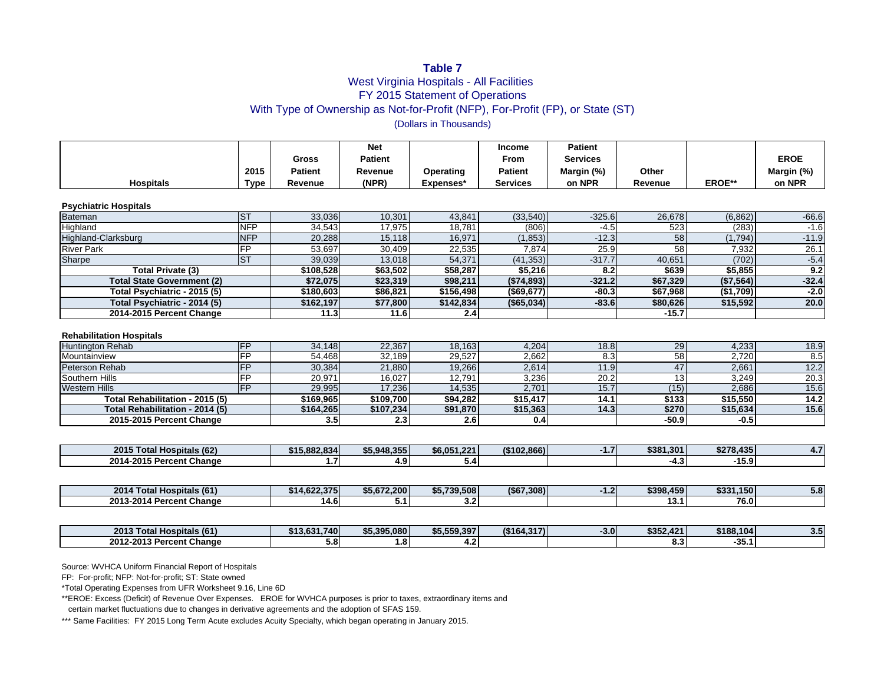# Table 7

## West Virginia Hospitals - All Facilities
## FY 2015 Statement of Operations
## With Type of Ownership as Not-for-Profit (NFP), For-Profit (FP), or State (ST)

(Dollars in Thousands)

| Hospitals | 2015 Type | Gross Patient Revenue | Net Patient Revenue (NPR) | Operating Expenses* | Income From Patient Services | Patient Services Margin (%) on NPR | Other Revenue | EROE** | EROE Margin (%) on NPR |
|---|---|---|---|---|---|---|---|---|---|
| **Psychiatric Hospitals** | | | | | | | | | |
| Bateman | ST | 33,036 | 10,301 | 43,841 | (33,540) | -325.6 | 26,678 | (6,862) | -66.6 |
| Highland | NFP | 34,543 | 17,975 | 18,781 | (806) | -4.5 | 523 | (283) | -1.6 |
| Highland-Clarksburg | NFP | 20,288 | 15,118 | 16,971 | (1,853) | -12.3 | 58 | (1,794) | -11.9 |
| River Park | FP | 53,697 | 30,409 | 22,535 | 7,874 | 25.9 | 58 | 7,932 | 26.1 |
| Sharpe | ST | 39,039 | 13,018 | 54,371 | (41,353) | -317.7 | 40,651 | (702) | -5.4 |
| **Total Private (3)** | | **$108,528** | **$63,502** | **$58,287** | **$5,216** | **8.2** | **$639** | **$5,855** | **9.2** |
| **Total State Government (2)** | | **$72,075** | **$23,319** | **$98,211** | **($74,893)** | **-321.2** | **$67,329** | **($7,564)** | **-32.4** |
| **Total Psychiatric - 2015 (5)** | | **$180,603** | **$86,821** | **$156,498** | **($69,677)** | **-80.3** | **$67,968** | **($1,709)** | **-2.0** |
| **Total Psychiatric - 2014 (5)** | | **$162,197** | **$77,800** | **$142,834** | **($65,034)** | **-83.6** | **$80,626** | **$15,592** | **20.0** |
| **2014-2015 Percent Change** | | **11.3** | **11.6** | **2.4** | | | **-15.7** | | |
| **Rehabilitation Hospitals** | | | | | | | | | |
| Huntington Rehab | FP | 34,148 | 22,367 | 18,163 | 4,204 | 18.8 | 29 | 4,233 | 18.9 |
| Mountainview | FP | 54,468 | 32,189 | 29,527 | 2,662 | 8.3 | 58 | 2,720 | 8.5 |
| Peterson Rehab | FP | 30,384 | 21,880 | 19,266 | 2,614 | 11.9 | 47 | 2,661 | 12.2 |
| Southern Hills | FP | 20,971 | 16,027 | 12,791 | 3,236 | 20.2 | 13 | 3,249 | 20.3 |
| Western Hills | FP | 29,995 | 17,236 | 14,535 | 2,701 | 15.7 | (15) | 2,686 | 15.6 |
| **Total Rehabilitation - 2015 (5)** | | **$169,965** | **$109,700** | **$94,282** | **$15,417** | **14.1** | **$133** | **$15,550** | **14.2** |
| **Total Rehabilitation - 2014 (5)** | | **$164,265** | **$107,234** | **$91,870** | **$15,363** | **14.3** | **$270** | **$15,634** | **15.6** |
| **2015-2015 Percent Change** | | **3.5** | **2.3** | **2.6** | **0.4** | | **-50.9** | **-0.5** | |
| **2015 Total Hospitals (62)** | | **$15,882,834** | **$5,948,355** | **$6,051,221** | **($102,866)** | **-1.7** | **$381,301** | **$278,435** | **4.7** |
| **2014-2015 Percent Change** | | **1.7** | **4.9** | **5.4** | | | **-4.3** | **-15.9** | |
| **2014 Total Hospitals (61)** | | **$14,622,375** | **$5,672,200** | **$5,739,508** | **($67,308)** | **-1.2** | **$398,459** | **$331,150** | **5.8** |
| **2013-2014 Percent Change** | | **14.6** | **5.1** | **3.2** | | | **13.1** | **76.0** | |
| **2013 Total Hospitals (61)** | | **$13,631,740** | **$5,395,080** | **$5,559,397** | **($164,317)** | **-3.0** | **$352,421** | **$188,104** | **3.5** |
| **2012-2013 Percent Change** | | **5.8** | **1.8** | **4.2** | | | **8.3** | **-35.1** | |

Source: WVHCA Uniform Financial Report of Hospitals

FP: For-profit; NFP: Not-for-profit; ST: State owned

*Total Operating Expenses from UFR Worksheet 9.16, Line 6D

**EROE: Excess (Deficit) of Revenue Over Expenses. EROE for WVHCA purposes is prior to taxes, extraordinary items and certain market fluctuations due to changes in derivative agreements and the adoption of SFAS 159.

*** Same Facilities: FY 2015 Long Term Acute excludes Acuity Specialty, which began operating in January 2015.